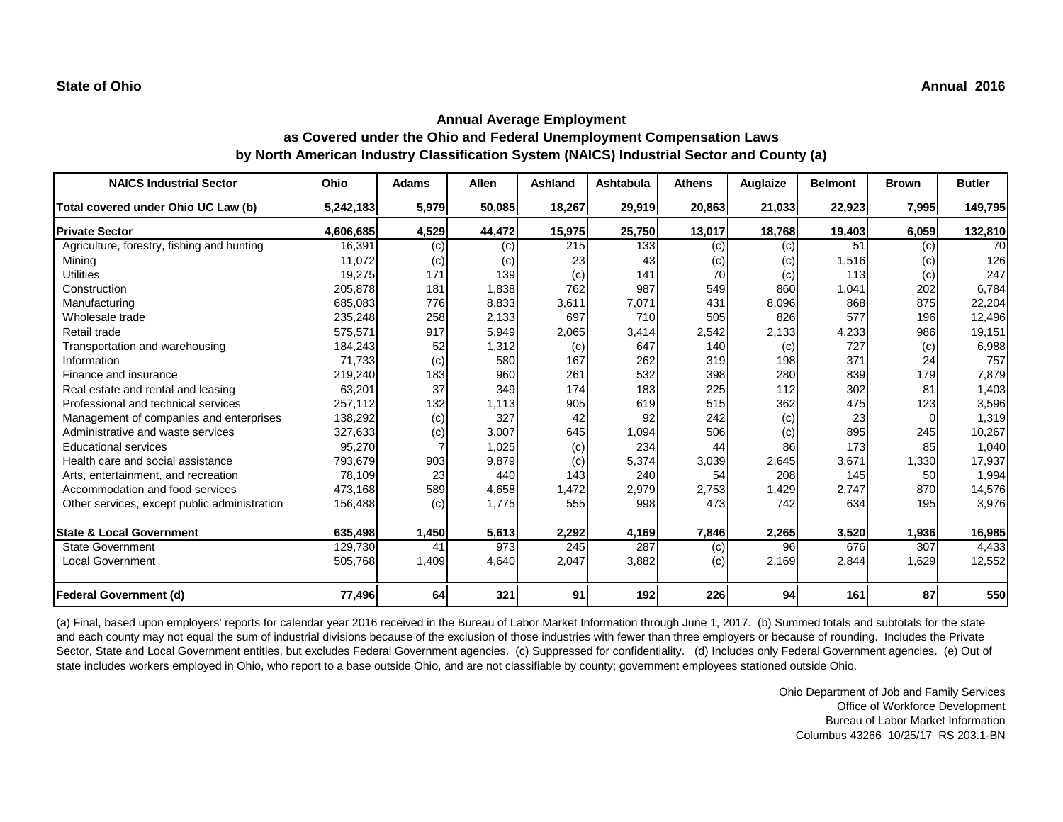**State of Ohio** **Annual 2016**

## Annual Average Employment
## as Covered under the Ohio and Federal Unemployment Compensation Laws
## by North American Industry Classification System (NAICS) Industrial Sector and County (a)

| NAICS Industrial Sector | Ohio | Adams | Allen | Ashland | Ashtabula | Athens | Auglaize | Belmont | Brown | Butler |
|---|---|---|---|---|---|---|---|---|---|---|
| **Total covered under Ohio UC Law (b)** | **5,242,183** | **5,979** | **50,085** | **18,267** | **29,919** | **20,863** | **21,033** | **22,923** | **7,995** | **149,795** |
| **Private Sector** | **4,606,685** | **4,529** | **44,472** | **15,975** | **25,750** | **13,017** | **18,768** | **19,403** | **6,059** | **132,810** |
| Agriculture, forestry, fishing and hunting | 16,391 | (c) | (c) | 215 | 133 | (c) | (c) | 51 | (c) | 70 |
| Mining | 11,072 | (c) | (c) | 23 | 43 | (c) | (c) | 1,516 | (c) | 126 |
| Utilities | 19,275 | 171 | 139 | (c) | 141 | 70 | (c) | 113 | (c) | 247 |
| Construction | 205,878 | 181 | 1,838 | 762 | 987 | 549 | 860 | 1,041 | 202 | 6,784 |
| Manufacturing | 685,083 | 776 | 8,833 | 3,611 | 7,071 | 431 | 8,096 | 868 | 875 | 22,204 |
| Wholesale trade | 235,248 | 258 | 2,133 | 697 | 710 | 505 | 826 | 577 | 196 | 12,496 |
| Retail trade | 575,571 | 917 | 5,949 | 2,065 | 3,414 | 2,542 | 2,133 | 4,233 | 986 | 19,151 |
| Transportation and warehousing | 184,243 | 52 | 1,312 | (c) | 647 | 140 | (c) | 727 | (c) | 6,988 |
| Information | 71,733 | (c) | 580 | 167 | 262 | 319 | 198 | 371 | 24 | 757 |
| Finance and insurance | 219,240 | 183 | 960 | 261 | 532 | 398 | 280 | 839 | 179 | 7,879 |
| Real estate and rental and leasing | 63,201 | 37 | 349 | 174 | 183 | 225 | 112 | 302 | 81 | 1,403 |
| Professional and technical services | 257,112 | 132 | 1,113 | 905 | 619 | 515 | 362 | 475 | 123 | 3,596 |
| Management of companies and enterprises | 138,292 | (c) | 327 | 42 | 92 | 242 | (c) | 23 | 0 | 1,319 |
| Administrative and waste services | 327,633 | (c) | 3,007 | 645 | 1,094 | 506 | (c) | 895 | 245 | 10,267 |
| Educational services | 95,270 | 7 | 1,025 | (c) | 234 | 44 | 86 | 173 | 85 | 1,040 |
| Health care and social assistance | 793,679 | 903 | 9,879 | (c) | 5,374 | 3,039 | 2,645 | 3,671 | 1,330 | 17,937 |
| Arts, entertainment, and recreation | 78,109 | 23 | 440 | 143 | 240 | 54 | 208 | 145 | 50 | 1,994 |
| Accommodation and food services | 473,168 | 589 | 4,658 | 1,472 | 2,979 | 2,753 | 1,429 | 2,747 | 870 | 14,576 |
| Other services, except public administration | 156,488 | (c) | 1,775 | 555 | 998 | 473 | 742 | 634 | 195 | 3,976 |
| **State & Local Government** | **635,498** | **1,450** | **5,613** | **2,292** | **4,169** | **7,846** | **2,265** | **3,520** | **1,936** | **16,985** |
| State Government | 129,730 | 41 | 973 | 245 | 287 | (c) | 96 | 676 | 307 | 4,433 |
| Local Government | 505,768 | 1,409 | 4,640 | 2,047 | 3,882 | (c) | 2,169 | 2,844 | 1,629 | 12,552 |
| **Federal Government (d)** | **77,496** | **64** | **321** | **91** | **192** | **226** | **94** | **161** | **87** | **550** |

(a) Final, based upon employers' reports for calendar year 2016 received in the Bureau of Labor Market Information through June 1, 2017. (b) Summed totals and subtotals for the state and each county may not equal the sum of industrial divisions because of the exclusion of those industries with fewer than three employers or because of rounding. Includes the Private Sector, State and Local Government entities, but excludes Federal Government agencies. (c) Suppressed for confidentiality. (d) Includes only Federal Government agencies. (e) Out of state includes workers employed in Ohio, who report to a base outside Ohio, and are not classifiable by county; government employees stationed outside Ohio.

Ohio Department of Job and Family Services
Office of Workforce Development
Bureau of Labor Market Information
Columbus 43266 10/25/17 RS 203.1-BN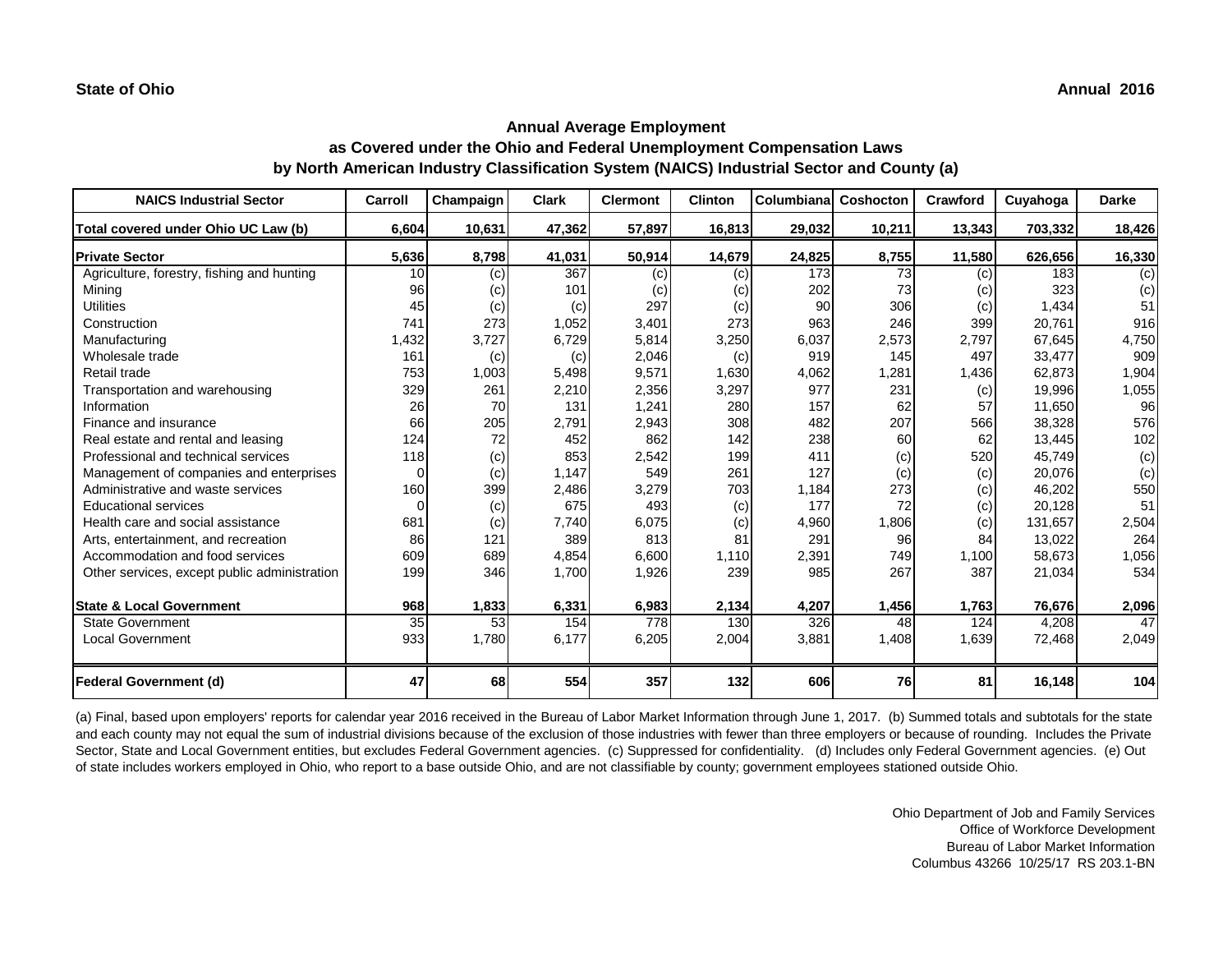**State of Ohio** **Annual 2016**

## Annual Average Employment
### as Covered under the Ohio and Federal Unemployment Compensation Laws
### by North American Industry Classification System (NAICS) Industrial Sector and County (a)

| NAICS Industrial Sector | Carroll | Champaign | Clark | Clermont | Clinton | Columbiana | Coshocton | Crawford | Cuyahoga | Darke |
|---|---|---|---|---|---|---|---|---|---|---|
| **Total covered under Ohio UC Law (b)** | **6,604** | **10,631** | **47,362** | **57,897** | **16,813** | **29,032** | **10,211** | **13,343** | **703,332** | **18,426** |
| **Private Sector** | **5,636** | **8,798** | **41,031** | **50,914** | **14,679** | **24,825** | **8,755** | **11,580** | **626,656** | **16,330** |
| Agriculture, forestry, fishing and hunting | 10 | (c) | 367 | (c) | (c) | 173 | 73 | (c) | 183 | (c) |
| Mining | 96 | (c) | 101 | (c) | (c) | 202 | 73 | (c) | 323 | (c) |
| Utilities | 45 | (c) | (c) | 297 | (c) | 90 | 306 | (c) | 1,434 | 51 |
| Construction | 741 | 273 | 1,052 | 3,401 | 273 | 963 | 246 | 399 | 20,761 | 916 |
| Manufacturing | 1,432 | 3,727 | 6,729 | 5,814 | 3,250 | 6,037 | 2,573 | 2,797 | 67,645 | 4,750 |
| Wholesale trade | 161 | (c) | (c) | 2,046 | (c) | 919 | 145 | 497 | 33,477 | 909 |
| Retail trade | 753 | 1,003 | 5,498 | 9,571 | 1,630 | 4,062 | 1,281 | 1,436 | 62,873 | 1,904 |
| Transportation and warehousing | 329 | 261 | 2,210 | 2,356 | 3,297 | 977 | 231 | (c) | 19,996 | 1,055 |
| Information | 26 | 70 | 131 | 1,241 | 280 | 157 | 62 | 57 | 11,650 | 96 |
| Finance and insurance | 66 | 205 | 2,791 | 2,943 | 308 | 482 | 207 | 566 | 38,328 | 576 |
| Real estate and rental and leasing | 124 | 72 | 452 | 862 | 142 | 238 | 60 | 62 | 13,445 | 102 |
| Professional and technical services | 118 | (c) | 853 | 2,542 | 199 | 411 | (c) | 520 | 45,749 | (c) |
| Management of companies and enterprises | 0 | (c) | 1,147 | 549 | 261 | 127 | (c) | (c) | 20,076 | (c) |
| Administrative and waste services | 160 | 399 | 2,486 | 3,279 | 703 | 1,184 | 273 | (c) | 46,202 | 550 |
| Educational services | 0 | (c) | 675 | 493 | (c) | 177 | 72 | (c) | 20,128 | 51 |
| Health care and social assistance | 681 | (c) | 7,740 | 6,075 | (c) | 4,960 | 1,806 | (c) | 131,657 | 2,504 |
| Arts, entertainment, and recreation | 86 | 121 | 389 | 813 | 81 | 291 | 96 | 84 | 13,022 | 264 |
| Accommodation and food services | 609 | 689 | 4,854 | 6,600 | 1,110 | 2,391 | 749 | 1,100 | 58,673 | 1,056 |
| Other services, except public administration | 199 | 346 | 1,700 | 1,926 | 239 | 985 | 267 | 387 | 21,034 | 534 |
| **State & Local Government** | **968** | **1,833** | **6,331** | **6,983** | **2,134** | **4,207** | **1,456** | **1,763** | **76,676** | **2,096** |
| State Government | 35 | 53 | 154 | 778 | 130 | 326 | 48 | 124 | 4,208 | 47 |
| Local Government | 933 | 1,780 | 6,177 | 6,205 | 2,004 | 3,881 | 1,408 | 1,639 | 72,468 | 2,049 |
| **Federal Government (d)** | **47** | **68** | **554** | **357** | **132** | **606** | **76** | **81** | **16,148** | **104** |

(a) Final, based upon employers' reports for calendar year 2016 received in the Bureau of Labor Market Information through June 1, 2017. (b) Summed totals and subtotals for the state and each county may not equal the sum of industrial divisions because of the exclusion of those industries with fewer than three employers or because of rounding. Includes the Private Sector, State and Local Government entities, but excludes Federal Government agencies. (c) Suppressed for confidentiality. (d) Includes only Federal Government agencies. (e) Out of state includes workers employed in Ohio, who report to a base outside Ohio, and are not classifiable by county; government employees stationed outside Ohio.

Ohio Department of Job and Family Services
Office of Workforce Development
Bureau of Labor Market Information
Columbus 43266 10/25/17 RS 203.1-BN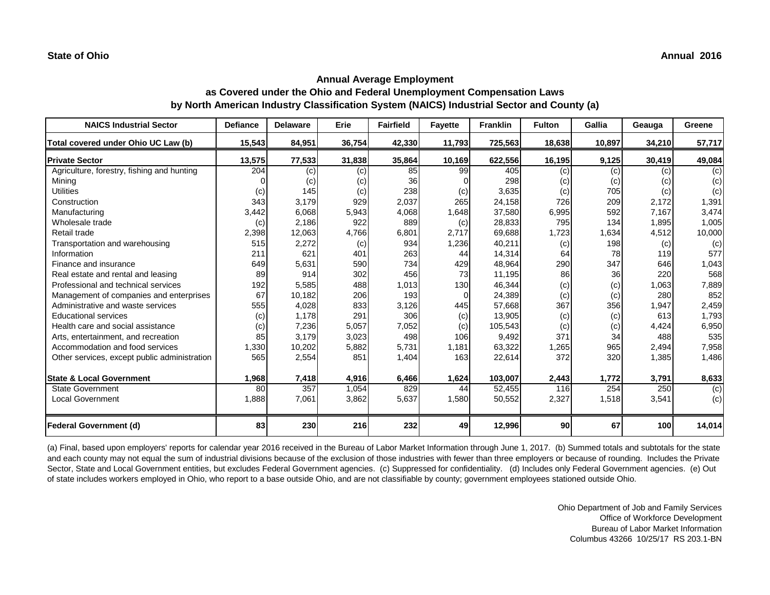**State of Ohio** **Annual 2016**

## Annual Average Employment
## as Covered under the Ohio and Federal Unemployment Compensation Laws
## by North American Industry Classification System (NAICS) Industrial Sector and County (a)

| NAICS Industrial Sector | Defiance | Delaware | Erie | Fairfield | Fayette | Franklin | Fulton | Gallia | Geauga | Greene |
|---|---|---|---|---|---|---|---|---|---|---|
| **Total covered under Ohio UC Law (b)** | **15,543** | **84,951** | **36,754** | **42,330** | **11,793** | **725,563** | **18,638** | **10,897** | **34,210** | **57,717** |
| **Private Sector** | **13,575** | **77,533** | **31,838** | **35,864** | **10,169** | **622,556** | **16,195** | **9,125** | **30,419** | **49,084** |
| Agriculture, forestry, fishing and hunting | 204 | (c) | (c) | 85 | 99 | 405 | (c) | (c) | (c) | (c) |
| Mining | 0 | (c) | (c) | 36 | 0 | 298 | (c) | (c) | (c) | (c) |
| Utilities | (c) | 145 | (c) | 238 | (c) | 3,635 | (c) | 705 | (c) | (c) |
| Construction | 343 | 3,179 | 929 | 2,037 | 265 | 24,158 | 726 | 209 | 2,172 | 1,391 |
| Manufacturing | 3,442 | 6,068 | 5,943 | 4,068 | 1,648 | 37,580 | 6,995 | 592 | 7,167 | 3,474 |
| Wholesale trade | (c) | 2,186 | 922 | 889 | (c) | 28,833 | 795 | 134 | 1,895 | 1,005 |
| Retail trade | 2,398 | 12,063 | 4,766 | 6,801 | 2,717 | 69,688 | 1,723 | 1,634 | 4,512 | 10,000 |
| Transportation and warehousing | 515 | 2,272 | (c) | 934 | 1,236 | 40,211 | (c) | 198 | (c) | (c) |
| Information | 211 | 621 | 401 | 263 | 44 | 14,314 | 64 | 78 | 119 | 577 |
| Finance and insurance | 649 | 5,631 | 590 | 734 | 429 | 48,964 | 290 | 347 | 646 | 1,043 |
| Real estate and rental and leasing | 89 | 914 | 302 | 456 | 73 | 11,195 | 86 | 36 | 220 | 568 |
| Professional and technical services | 192 | 5,585 | 488 | 1,013 | 130 | 46,344 | (c) | (c) | 1,063 | 7,889 |
| Management of companies and enterprises | 67 | 10,182 | 206 | 193 | 0 | 24,389 | (c) | (c) | 280 | 852 |
| Administrative and waste services | 555 | 4,028 | 833 | 3,126 | 445 | 57,668 | 367 | 356 | 1,947 | 2,459 |
| Educational services | (c) | 1,178 | 291 | 306 | (c) | 13,905 | (c) | (c) | 613 | 1,793 |
| Health care and social assistance | (c) | 7,236 | 5,057 | 7,052 | (c) | 105,543 | (c) | (c) | 4,424 | 6,950 |
| Arts, entertainment, and recreation | 85 | 3,179 | 3,023 | 498 | 106 | 9,492 | 371 | 34 | 488 | 535 |
| Accommodation and food services | 1,330 | 10,202 | 5,882 | 5,731 | 1,181 | 63,322 | 1,265 | 965 | 2,494 | 7,958 |
| Other services, except public administration | 565 | 2,554 | 851 | 1,404 | 163 | 22,614 | 372 | 320 | 1,385 | 1,486 |
| **State & Local Government** | **1,968** | **7,418** | **4,916** | **6,466** | **1,624** | **103,007** | **2,443** | **1,772** | **3,791** | **8,633** |
| State Government | 80 | 357 | 1,054 | 829 | 44 | 52,455 | 116 | 254 | 250 | (c) |
| Local Government | 1,888 | 7,061 | 3,862 | 5,637 | 1,580 | 50,552 | 2,327 | 1,518 | 3,541 | (c) |
| **Federal Government (d)** | **83** | **230** | **216** | **232** | **49** | **12,996** | **90** | **67** | **100** | **14,014** |

(a) Final, based upon employers' reports for calendar year 2016 received in the Bureau of Labor Market Information through June 1, 2017. (b) Summed totals and subtotals for the state and each county may not equal the sum of industrial divisions because of the exclusion of those industries with fewer than three employers or because of rounding. Includes the Private Sector, State and Local Government entities, but excludes Federal Government agencies. (c) Suppressed for confidentiality. (d) Includes only Federal Government agencies. (e) Out of state includes workers employed in Ohio, who report to a base outside Ohio, and are not classifiable by county; government employees stationed outside Ohio.

Ohio Department of Job and Family Services
Office of Workforce Development
Bureau of Labor Market Information
Columbus 43266 10/25/17 RS 203.1-BN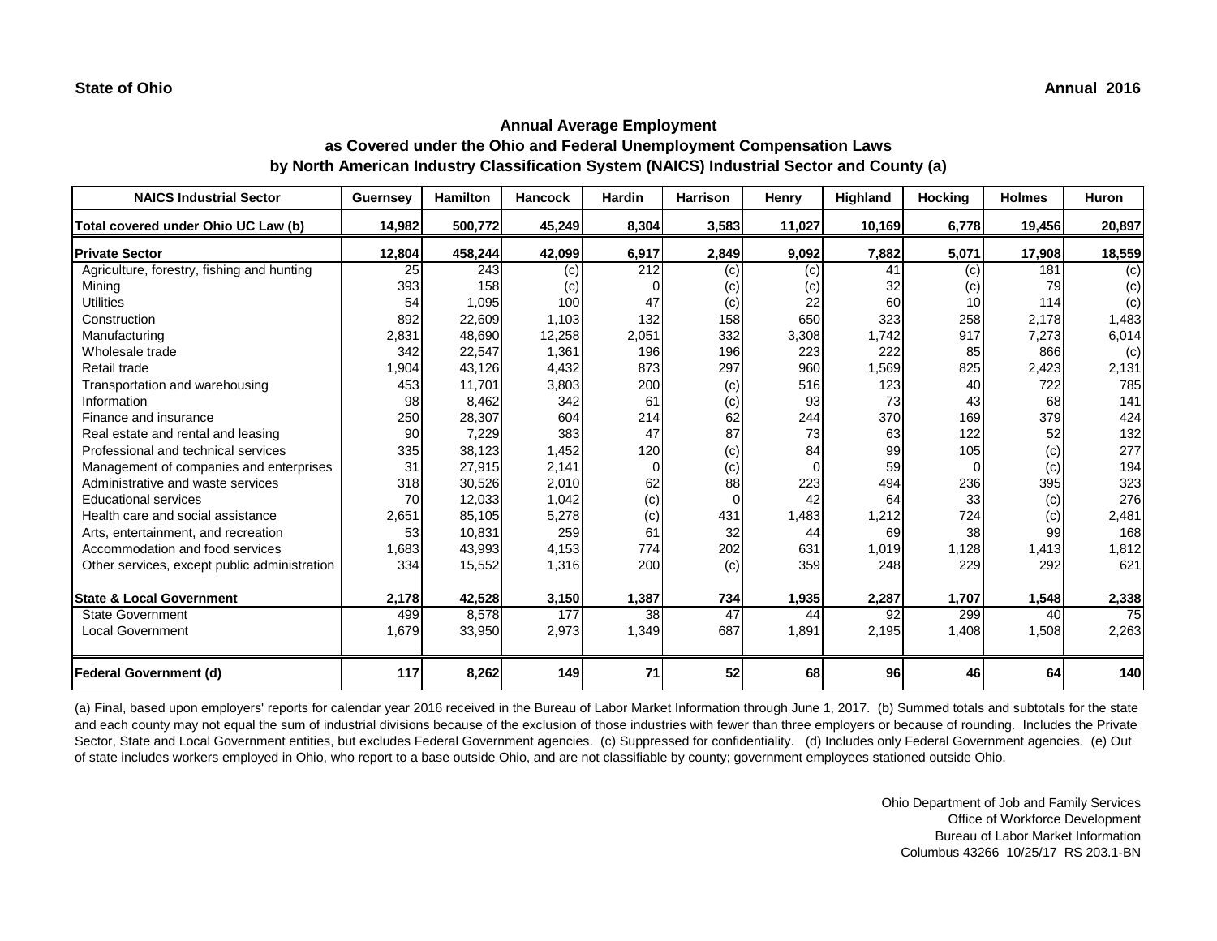State of Ohio

Annual 2016

## Annual Average Employment
## as Covered under the Ohio and Federal Unemployment Compensation Laws
## by North American Industry Classification System (NAICS) Industrial Sector and County (a)

| NAICS Industrial Sector | Guernsey | Hamilton | Hancock | Hardin | Harrison | Henry | Highland | Hocking | Holmes | Huron |
|---|---|---|---|---|---|---|---|---|---|---|
| **Total covered under Ohio UC Law (b)** | **14,982** | **500,772** | **45,249** | **8,304** | **3,583** | **11,027** | **10,169** | **6,778** | **19,456** | **20,897** |
| **Private Sector** | **12,804** | **458,244** | **42,099** | **6,917** | **2,849** | **9,092** | **7,882** | **5,071** | **17,908** | **18,559** |
| Agriculture, forestry, fishing and hunting | 25 | 243 | (c) | 212 | (c) | (c) | 41 | (c) | 181 | (c) |
| Mining | 393 | 158 | (c) | 0 | (c) | (c) | 32 | (c) | 79 | (c) |
| Utilities | 54 | 1,095 | 100 | 47 | (c) | 22 | 60 | 10 | 114 | (c) |
| Construction | 892 | 22,609 | 1,103 | 132 | 158 | 650 | 323 | 258 | 2,178 | 1,483 |
| Manufacturing | 2,831 | 48,690 | 12,258 | 2,051 | 332 | 3,308 | 1,742 | 917 | 7,273 | 6,014 |
| Wholesale trade | 342 | 22,547 | 1,361 | 196 | 196 | 223 | 222 | 85 | 866 | (c) |
| Retail trade | 1,904 | 43,126 | 4,432 | 873 | 297 | 960 | 1,569 | 825 | 2,423 | 2,131 |
| Transportation and warehousing | 453 | 11,701 | 3,803 | 200 | (c) | 516 | 123 | 40 | 722 | 785 |
| Information | 98 | 8,462 | 342 | 61 | (c) | 93 | 73 | 43 | 68 | 141 |
| Finance and insurance | 250 | 28,307 | 604 | 214 | 62 | 244 | 370 | 169 | 379 | 424 |
| Real estate and rental and leasing | 90 | 7,229 | 383 | 47 | 87 | 73 | 63 | 122 | 52 | 132 |
| Professional and technical services | 335 | 38,123 | 1,452 | 120 | (c) | 84 | 99 | 105 | (c) | 277 |
| Management of companies and enterprises | 31 | 27,915 | 2,141 | 0 | (c) | 0 | 59 | 0 | (c) | 194 |
| Administrative and waste services | 318 | 30,526 | 2,010 | 62 | 88 | 223 | 494 | 236 | 395 | 323 |
| Educational services | 70 | 12,033 | 1,042 | (c) | 0 | 42 | 64 | 33 | (c) | 276 |
| Health care and social assistance | 2,651 | 85,105 | 5,278 | (c) | 431 | 1,483 | 1,212 | 724 | (c) | 2,481 |
| Arts, entertainment, and recreation | 53 | 10,831 | 259 | 61 | 32 | 44 | 69 | 38 | 99 | 168 |
| Accommodation and food services | 1,683 | 43,993 | 4,153 | 774 | 202 | 631 | 1,019 | 1,128 | 1,413 | 1,812 |
| Other services, except public administration | 334 | 15,552 | 1,316 | 200 | (c) | 359 | 248 | 229 | 292 | 621 |
| **State & Local Government** | **2,178** | **42,528** | **3,150** | **1,387** | **734** | **1,935** | **2,287** | **1,707** | **1,548** | **2,338** |
| State Government | 499 | 8,578 | 177 | 38 | 47 | 44 | 92 | 299 | 40 | 75 |
| Local Government | 1,679 | 33,950 | 2,973 | 1,349 | 687 | 1,891 | 2,195 | 1,408 | 1,508 | 2,263 |
| **Federal Government (d)** | **117** | **8,262** | **149** | **71** | **52** | **68** | **96** | **46** | **64** | **140** |

(a) Final, based upon employers' reports for calendar year 2016 received in the Bureau of Labor Market Information through June 1, 2017. (b) Summed totals and subtotals for the state and each county may not equal the sum of industrial divisions because of the exclusion of those industries with fewer than three employers or because of rounding. Includes the Private Sector, State and Local Government entities, but excludes Federal Government agencies. (c) Suppressed for confidentiality. (d) Includes only Federal Government agencies. (e) Out of state includes workers employed in Ohio, who report to a base outside Ohio, and are not classifiable by county; government employees stationed outside Ohio.

Ohio Department of Job and Family Services
Office of Workforce Development
Bureau of Labor Market Information
Columbus 43266 10/25/17 RS 203.1-BN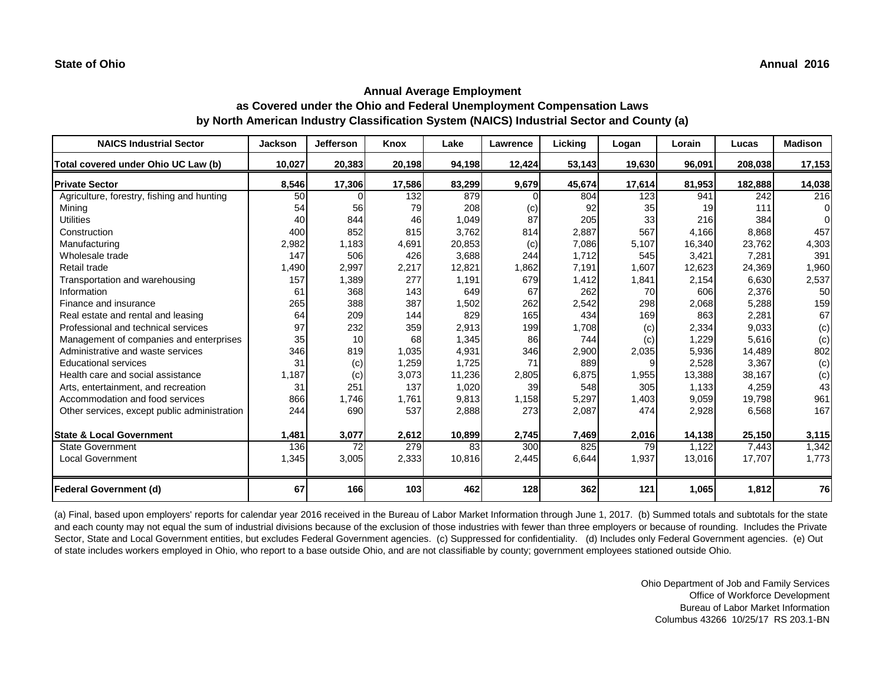**State of Ohio** **Annual 2016**

## Annual Average Employment
## as Covered under the Ohio and Federal Unemployment Compensation Laws
## by North American Industry Classification System (NAICS) Industrial Sector and County (a)

| NAICS Industrial Sector | Jackson | Jefferson | Knox | Lake | Lawrence | Licking | Logan | Lorain | Lucas | Madison |
|---|---|---|---|---|---|---|---|---|---|---|
| **Total covered under Ohio UC Law (b)** | **10,027** | **20,383** | **20,198** | **94,198** | **12,424** | **53,143** | **19,630** | **96,091** | **208,038** | **17,153** |
| **Private Sector** | **8,546** | **17,306** | **17,586** | **83,299** | **9,679** | **45,674** | **17,614** | **81,953** | **182,888** | **14,038** |
| Agriculture, forestry, fishing and hunting | 50 | 0 | 132 | 879 | 0 | 804 | 123 | 941 | 242 | 216 |
| Mining | 54 | 56 | 79 | 208 | (c) | 92 | 35 | 19 | 111 | 0 |
| Utilities | 40 | 844 | 46 | 1,049 | 87 | 205 | 33 | 216 | 384 | 0 |
| Construction | 400 | 852 | 815 | 3,762 | 814 | 2,887 | 567 | 4,166 | 8,868 | 457 |
| Manufacturing | 2,982 | 1,183 | 4,691 | 20,853 | (c) | 7,086 | 5,107 | 16,340 | 23,762 | 4,303 |
| Wholesale trade | 147 | 506 | 426 | 3,688 | 244 | 1,712 | 545 | 3,421 | 7,281 | 391 |
| Retail trade | 1,490 | 2,997 | 2,217 | 12,821 | 1,862 | 7,191 | 1,607 | 12,623 | 24,369 | 1,960 |
| Transportation and warehousing | 157 | 1,389 | 277 | 1,191 | 679 | 1,412 | 1,841 | 2,154 | 6,630 | 2,537 |
| Information | 61 | 368 | 143 | 649 | 67 | 262 | 70 | 606 | 2,376 | 50 |
| Finance and insurance | 265 | 388 | 387 | 1,502 | 262 | 2,542 | 298 | 2,068 | 5,288 | 159 |
| Real estate and rental and leasing | 64 | 209 | 144 | 829 | 165 | 434 | 169 | 863 | 2,281 | 67 |
| Professional and technical services | 97 | 232 | 359 | 2,913 | 199 | 1,708 | (c) | 2,334 | 9,033 | (c) |
| Management of companies and enterprises | 35 | 10 | 68 | 1,345 | 86 | 744 | (c) | 1,229 | 5,616 | (c) |
| Administrative and waste services | 346 | 819 | 1,035 | 4,931 | 346 | 2,900 | 2,035 | 5,936 | 14,489 | 802 |
| Educational services | 31 | (c) | 1,259 | 1,725 | 71 | 889 | 9 | 2,528 | 3,367 | (c) |
| Health care and social assistance | 1,187 | (c) | 3,073 | 11,236 | 2,805 | 6,875 | 1,955 | 13,388 | 38,167 | (c) |
| Arts, entertainment, and recreation | 31 | 251 | 137 | 1,020 | 39 | 548 | 305 | 1,133 | 4,259 | 43 |
| Accommodation and food services | 866 | 1,746 | 1,761 | 9,813 | 1,158 | 5,297 | 1,403 | 9,059 | 19,798 | 961 |
| Other services, except public administration | 244 | 690 | 537 | 2,888 | 273 | 2,087 | 474 | 2,928 | 6,568 | 167 |
| **State & Local Government** | **1,481** | **3,077** | **2,612** | **10,899** | **2,745** | **7,469** | **2,016** | **14,138** | **25,150** | **3,115** |
| State Government | 136 | 72 | 279 | 83 | 300 | 825 | 79 | 1,122 | 7,443 | 1,342 |
| Local Government | 1,345 | 3,005 | 2,333 | 10,816 | 2,445 | 6,644 | 1,937 | 13,016 | 17,707 | 1,773 |
| **Federal Government (d)** | **67** | **166** | **103** | **462** | **128** | **362** | **121** | **1,065** | **1,812** | **76** |

(a) Final, based upon employers' reports for calendar year 2016 received in the Bureau of Labor Market Information through June 1, 2017. (b) Summed totals and subtotals for the state and each county may not equal the sum of industrial divisions because of the exclusion of those industries with fewer than three employers or because of rounding. Includes the Private Sector, State and Local Government entities, but excludes Federal Government agencies. (c) Suppressed for confidentiality. (d) Includes only Federal Government agencies. (e) Out of state includes workers employed in Ohio, who report to a base outside Ohio, and are not classifiable by county; government employees stationed outside Ohio.

Ohio Department of Job and Family Services
Office of Workforce Development
Bureau of Labor Market Information
Columbus 43266 10/25/17 RS 203.1-BN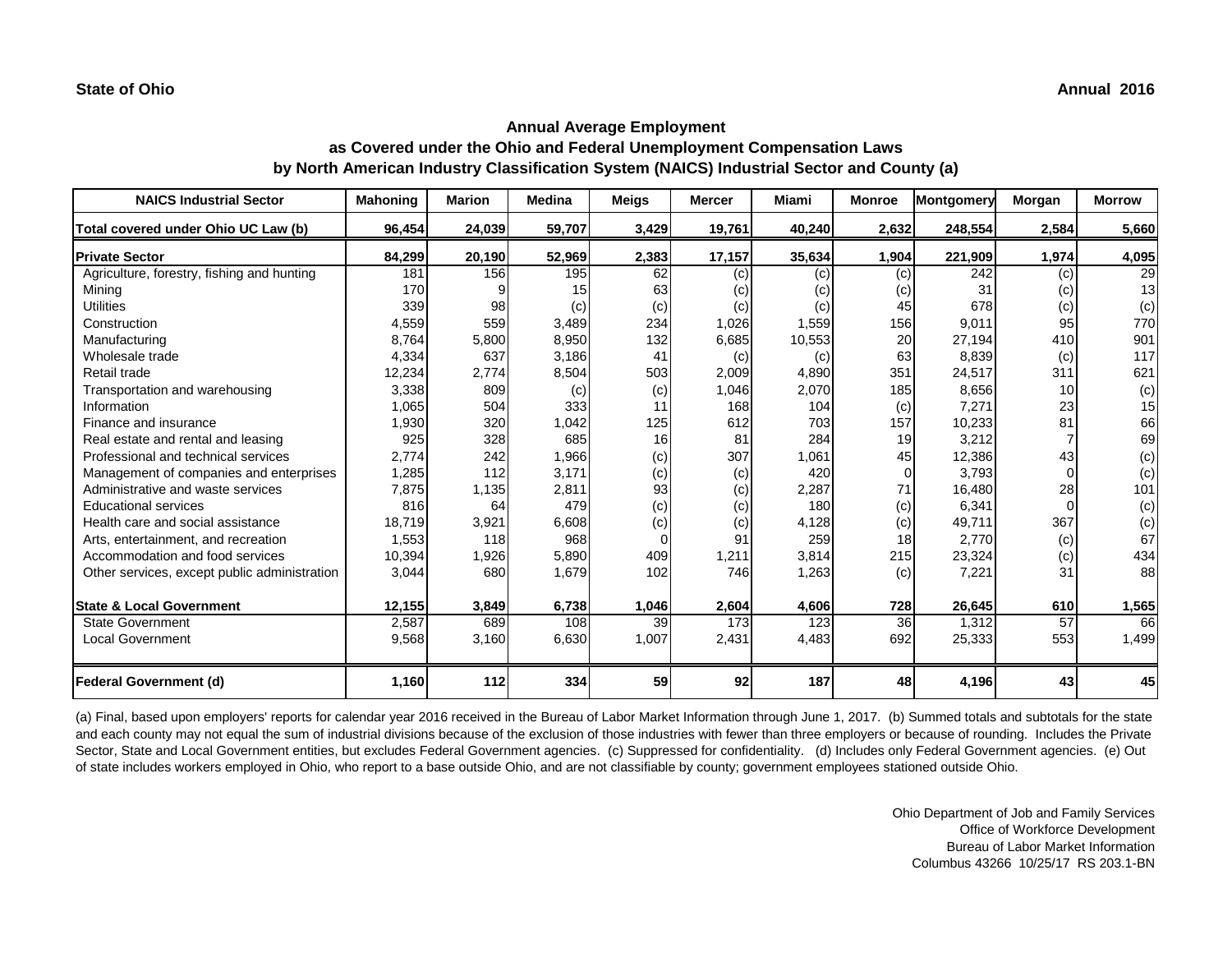**State of Ohio** **Annual 2016**

## Annual Average Employment
### as Covered under the Ohio and Federal Unemployment Compensation Laws
### by North American Industry Classification System (NAICS) Industrial Sector and County (a)

| NAICS Industrial Sector | Mahoning | Marion | Medina | Meigs | Mercer | Miami | Monroe | Montgomery | Morgan | Morrow |
|---|---|---|---|---|---|---|---|---|---|---|
| **Total covered under Ohio UC Law (b)** | **96,454** | **24,039** | **59,707** | **3,429** | **19,761** | **40,240** | **2,632** | **248,554** | **2,584** | **5,660** |
| **Private Sector** | **84,299** | **20,190** | **52,969** | **2,383** | **17,157** | **35,634** | **1,904** | **221,909** | **1,974** | **4,095** |
| Agriculture, forestry, fishing and hunting | 181 | 156 | 195 | 62 | (c) | (c) | (c) | 242 | (c) | 29 |
| Mining | 170 | 9 | 15 | 63 | (c) | (c) | (c) | 31 | (c) | 13 |
| Utilities | 339 | 98 | (c) | (c) | (c) | (c) | 45 | 678 | (c) | (c) |
| Construction | 4,559 | 559 | 3,489 | 234 | 1,026 | 1,559 | 156 | 9,011 | 95 | 770 |
| Manufacturing | 8,764 | 5,800 | 8,950 | 132 | 6,685 | 10,553 | 20 | 27,194 | 410 | 901 |
| Wholesale trade | 4,334 | 637 | 3,186 | 41 | (c) | (c) | 63 | 8,839 | (c) | 117 |
| Retail trade | 12,234 | 2,774 | 8,504 | 503 | 2,009 | 4,890 | 351 | 24,517 | 311 | 621 |
| Transportation and warehousing | 3,338 | 809 | (c) | (c) | 1,046 | 2,070 | 185 | 8,656 | 10 | (c) |
| Information | 1,065 | 504 | 333 | 11 | 168 | 104 | (c) | 7,271 | 23 | 15 |
| Finance and insurance | 1,930 | 320 | 1,042 | 125 | 612 | 703 | 157 | 10,233 | 81 | 66 |
| Real estate and rental and leasing | 925 | 328 | 685 | 16 | 81 | 284 | 19 | 3,212 | 7 | 69 |
| Professional and technical services | 2,774 | 242 | 1,966 | (c) | 307 | 1,061 | 45 | 12,386 | 43 | (c) |
| Management of companies and enterprises | 1,285 | 112 | 3,171 | (c) | (c) | 420 | 0 | 3,793 | 0 | (c) |
| Administrative and waste services | 7,875 | 1,135 | 2,811 | 93 | (c) | 2,287 | 71 | 16,480 | 28 | 101 |
| Educational services | 816 | 64 | 479 | (c) | (c) | 180 | (c) | 6,341 | 0 | (c) |
| Health care and social assistance | 18,719 | 3,921 | 6,608 | (c) | (c) | 4,128 | (c) | 49,711 | 367 | (c) |
| Arts, entertainment, and recreation | 1,553 | 118 | 968 | 0 | 91 | 259 | 18 | 2,770 | (c) | 67 |
| Accommodation and food services | 10,394 | 1,926 | 5,890 | 409 | 1,211 | 3,814 | 215 | 23,324 | (c) | 434 |
| Other services, except public administration | 3,044 | 680 | 1,679 | 102 | 746 | 1,263 | (c) | 7,221 | 31 | 88 |
| **State & Local Government** | **12,155** | **3,849** | **6,738** | **1,046** | **2,604** | **4,606** | **728** | **26,645** | **610** | **1,565** |
| State Government | 2,587 | 689 | 108 | 39 | 173 | 123 | 36 | 1,312 | 57 | 66 |
| Local Government | 9,568 | 3,160 | 6,630 | 1,007 | 2,431 | 4,483 | 692 | 25,333 | 553 | 1,499 |
| **Federal Government (d)** | **1,160** | **112** | **334** | **59** | **92** | **187** | **48** | **4,196** | **43** | **45** |

(a) Final, based upon employers' reports for calendar year 2016 received in the Bureau of Labor Market Information through June 1, 2017. (b) Summed totals and subtotals for the state and each county may not equal the sum of industrial divisions because of the exclusion of those industries with fewer than three employers or because of rounding. Includes the Private Sector, State and Local Government entities, but excludes Federal Government agencies. (c) Suppressed for confidentiality. (d) Includes only Federal Government agencies. (e) Out of state includes workers employed in Ohio, who report to a base outside Ohio, and are not classifiable by county; government employees stationed outside Ohio.

Ohio Department of Job and Family Services
Office of Workforce Development
Bureau of Labor Market Information
Columbus 43266 10/25/17 RS 203.1-BN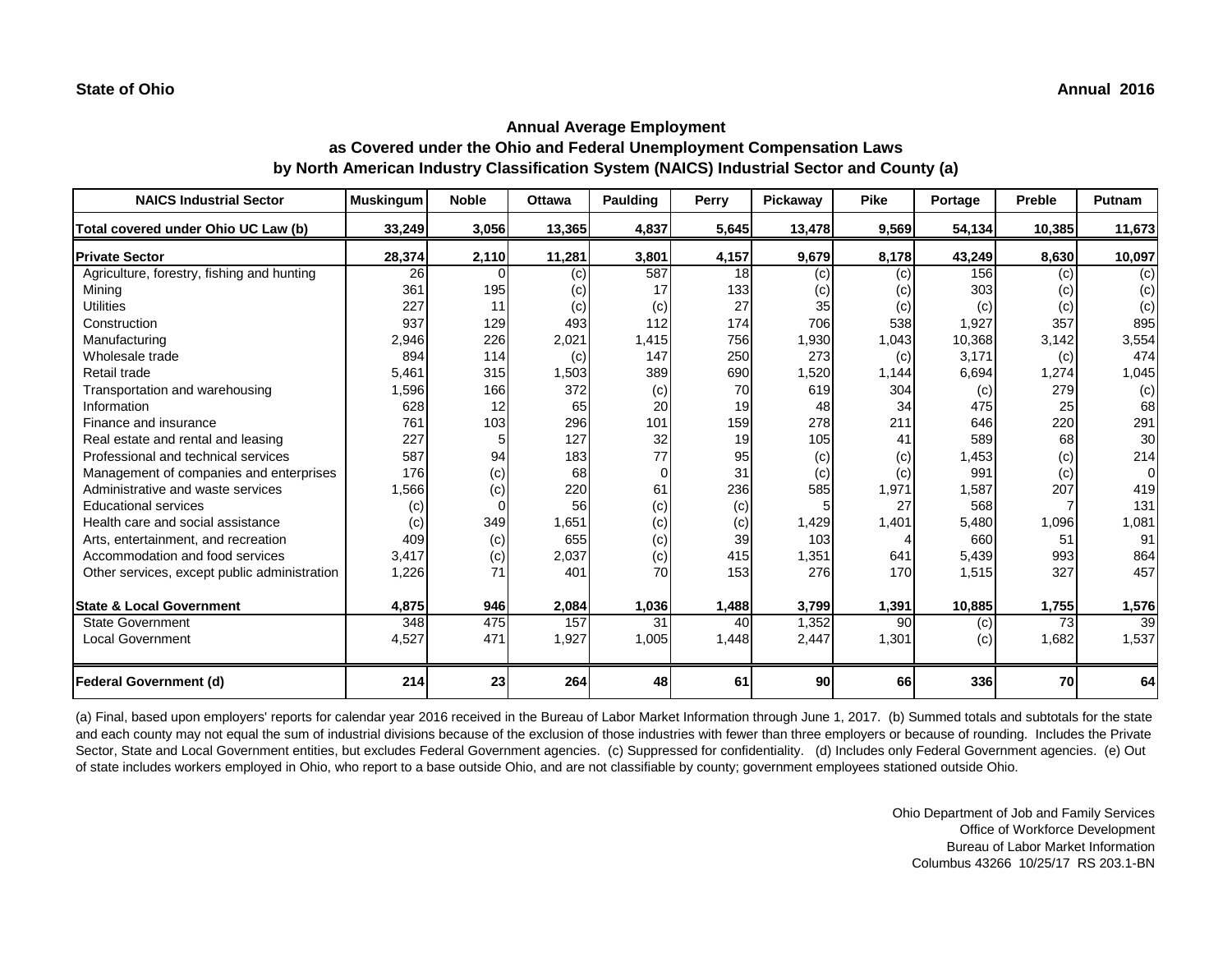**State of Ohio** **Annual 2016**

## Annual Average Employment
### as Covered under the Ohio and Federal Unemployment Compensation Laws
### by North American Industry Classification System (NAICS) Industrial Sector and County (a)

| NAICS Industrial Sector | Muskingum | Noble | Ottawa | Paulding | Perry | Pickaway | Pike | Portage | Preble | Putnam |
|---|---|---|---|---|---|---|---|---|---|---|
| **Total covered under Ohio UC Law (b)** | **33,249** | **3,056** | **13,365** | **4,837** | **5,645** | **13,478** | **9,569** | **54,134** | **10,385** | **11,673** |
| **Private Sector** | **28,374** | **2,110** | **11,281** | **3,801** | **4,157** | **9,679** | **8,178** | **43,249** | **8,630** | **10,097** |
| Agriculture, forestry, fishing and hunting | 26 | 0 | (c) | 587 | 18 | (c) | (c) | 156 | (c) | (c) |
| Mining | 361 | 195 | (c) | 17 | 133 | (c) | (c) | 303 | (c) | (c) |
| Utilities | 227 | 11 | (c) | (c) | 27 | 35 | (c) | (c) | (c) | (c) |
| Construction | 937 | 129 | 493 | 112 | 174 | 706 | 538 | 1,927 | 357 | 895 |
| Manufacturing | 2,946 | 226 | 2,021 | 1,415 | 756 | 1,930 | 1,043 | 10,368 | 3,142 | 3,554 |
| Wholesale trade | 894 | 114 | (c) | 147 | 250 | 273 | (c) | 3,171 | (c) | 474 |
| Retail trade | 5,461 | 315 | 1,503 | 389 | 690 | 1,520 | 1,144 | 6,694 | 1,274 | 1,045 |
| Transportation and warehousing | 1,596 | 166 | 372 | (c) | 70 | 619 | 304 | (c) | 279 | (c) |
| Information | 628 | 12 | 65 | 20 | 19 | 48 | 34 | 475 | 25 | 68 |
| Finance and insurance | 761 | 103 | 296 | 101 | 159 | 278 | 211 | 646 | 220 | 291 |
| Real estate and rental and leasing | 227 | 5 | 127 | 32 | 19 | 105 | 41 | 589 | 68 | 30 |
| Professional and technical services | 587 | 94 | 183 | 77 | 95 | (c) | (c) | 1,453 | (c) | 214 |
| Management of companies and enterprises | 176 | (c) | 68 | 0 | 31 | (c) | (c) | 991 | (c) | 0 |
| Administrative and waste services | 1,566 | (c) | 220 | 61 | 236 | 585 | 1,971 | 1,587 | 207 | 419 |
| Educational services | (c) | 0 | 56 | (c) | (c) | 5 | 27 | 568 | 7 | 131 |
| Health care and social assistance | (c) | 349 | 1,651 | (c) | (c) | 1,429 | 1,401 | 5,480 | 1,096 | 1,081 |
| Arts, entertainment, and recreation | 409 | (c) | 655 | (c) | 39 | 103 | 4 | 660 | 51 | 91 |
| Accommodation and food services | 3,417 | (c) | 2,037 | (c) | 415 | 1,351 | 641 | 5,439 | 993 | 864 |
| Other services, except public administration | 1,226 | 71 | 401 | 70 | 153 | 276 | 170 | 1,515 | 327 | 457 |
| **State & Local Government** | **4,875** | **946** | **2,084** | **1,036** | **1,488** | **3,799** | **1,391** | **10,885** | **1,755** | **1,576** |
| State Government | 348 | 475 | 157 | 31 | 40 | 1,352 | 90 | (c) | 73 | 39 |
| Local Government | 4,527 | 471 | 1,927 | 1,005 | 1,448 | 2,447 | 1,301 | (c) | 1,682 | 1,537 |
| **Federal Government (d)** | **214** | **23** | **264** | **48** | **61** | **90** | **66** | **336** | **70** | **64** |

(a) Final, based upon employers' reports for calendar year 2016 received in the Bureau of Labor Market Information through June 1, 2017. (b) Summed totals and subtotals for the state and each county may not equal the sum of industrial divisions because of the exclusion of those industries with fewer than three employers or because of rounding. Includes the Private Sector, State and Local Government entities, but excludes Federal Government agencies. (c) Suppressed for confidentiality. (d) Includes only Federal Government agencies. (e) Out of state includes workers employed in Ohio, who report to a base outside Ohio, and are not classifiable by county; government employees stationed outside Ohio.

Ohio Department of Job and Family Services
Office of Workforce Development
Bureau of Labor Market Information
Columbus 43266 10/25/17 RS 203.1-BN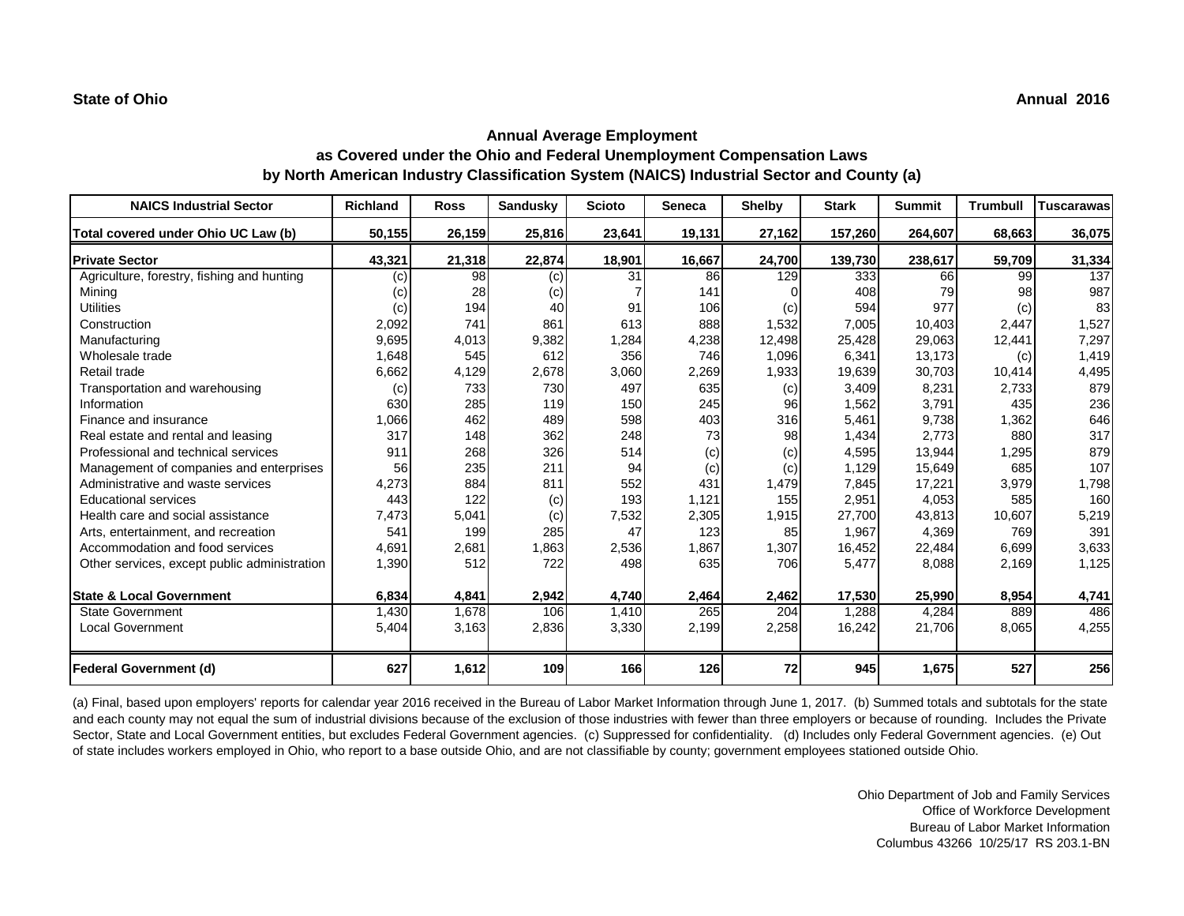**State of Ohio** **Annual 2016**

## Annual Average Employment
## as Covered under the Ohio and Federal Unemployment Compensation Laws
## by North American Industry Classification System (NAICS) Industrial Sector and County (a)

| NAICS Industrial Sector | Richland | Ross | Sandusky | Scioto | Seneca | Shelby | Stark | Summit | Trumbull | Tuscarawas |
|---|---|---|---|---|---|---|---|---|---|---|
| **Total covered under Ohio UC Law (b)** | **50,155** | **26,159** | **25,816** | **23,641** | **19,131** | **27,162** | **157,260** | **264,607** | **68,663** | **36,075** |
| **Private Sector** | **43,321** | **21,318** | **22,874** | **18,901** | **16,667** | **24,700** | **139,730** | **238,617** | **59,709** | **31,334** |
| Agriculture, forestry, fishing and hunting | (c) | 98 | (c) | 31 | 86 | 129 | 333 | 66 | 99 | 137 |
| Mining | (c) | 28 | (c) | 7 | 141 | 0 | 408 | 79 | 98 | 987 |
| Utilities | (c) | 194 | 40 | 91 | 106 | (c) | 594 | 977 | (c) | 83 |
| Construction | 2,092 | 741 | 861 | 613 | 888 | 1,532 | 7,005 | 10,403 | 2,447 | 1,527 |
| Manufacturing | 9,695 | 4,013 | 9,382 | 1,284 | 4,238 | 12,498 | 25,428 | 29,063 | 12,441 | 7,297 |
| Wholesale trade | 1,648 | 545 | 612 | 356 | 746 | 1,096 | 6,341 | 13,173 | (c) | 1,419 |
| Retail trade | 6,662 | 4,129 | 2,678 | 3,060 | 2,269 | 1,933 | 19,639 | 30,703 | 10,414 | 4,495 |
| Transportation and warehousing | (c) | 733 | 730 | 497 | 635 | (c) | 3,409 | 8,231 | 2,733 | 879 |
| Information | 630 | 285 | 119 | 150 | 245 | 96 | 1,562 | 3,791 | 435 | 236 |
| Finance and insurance | 1,066 | 462 | 489 | 598 | 403 | 316 | 5,461 | 9,738 | 1,362 | 646 |
| Real estate and rental and leasing | 317 | 148 | 362 | 248 | 73 | 98 | 1,434 | 2,773 | 880 | 317 |
| Professional and technical services | 911 | 268 | 326 | 514 | (c) | (c) | 4,595 | 13,944 | 1,295 | 879 |
| Management of companies and enterprises | 56 | 235 | 211 | 94 | (c) | (c) | 1,129 | 15,649 | 685 | 107 |
| Administrative and waste services | 4,273 | 884 | 811 | 552 | 431 | 1,479 | 7,845 | 17,221 | 3,979 | 1,798 |
| Educational services | 443 | 122 | (c) | 193 | 1,121 | 155 | 2,951 | 4,053 | 585 | 160 |
| Health care and social assistance | 7,473 | 5,041 | (c) | 7,532 | 2,305 | 1,915 | 27,700 | 43,813 | 10,607 | 5,219 |
| Arts, entertainment, and recreation | 541 | 199 | 285 | 47 | 123 | 85 | 1,967 | 4,369 | 769 | 391 |
| Accommodation and food services | 4,691 | 2,681 | 1,863 | 2,536 | 1,867 | 1,307 | 16,452 | 22,484 | 6,699 | 3,633 |
| Other services, except public administration | 1,390 | 512 | 722 | 498 | 635 | 706 | 5,477 | 8,088 | 2,169 | 1,125 |
| **State & Local Government** | **6,834** | **4,841** | **2,942** | **4,740** | **2,464** | **2,462** | **17,530** | **25,990** | **8,954** | **4,741** |
| State Government | 1,430 | 1,678 | 106 | 1,410 | 265 | 204 | 1,288 | 4,284 | 889 | 486 |
| Local Government | 5,404 | 3,163 | 2,836 | 3,330 | 2,199 | 2,258 | 16,242 | 21,706 | 8,065 | 4,255 |
| **Federal Government (d)** | **627** | **1,612** | **109** | **166** | **126** | **72** | **945** | **1,675** | **527** | **256** |

(a) Final, based upon employers' reports for calendar year 2016 received in the Bureau of Labor Market Information through June 1, 2017. (b) Summed totals and subtotals for the state and each county may not equal the sum of industrial divisions because of the exclusion of those industries with fewer than three employers or because of rounding. Includes the Private Sector, State and Local Government entities, but excludes Federal Government agencies. (c) Suppressed for confidentiality. (d) Includes only Federal Government agencies. (e) Out of state includes workers employed in Ohio, who report to a base outside Ohio, and are not classifiable by county; government employees stationed outside Ohio.

Ohio Department of Job and Family Services
Office of Workforce Development
Bureau of Labor Market Information
Columbus 43266 10/25/17 RS 203.1-BN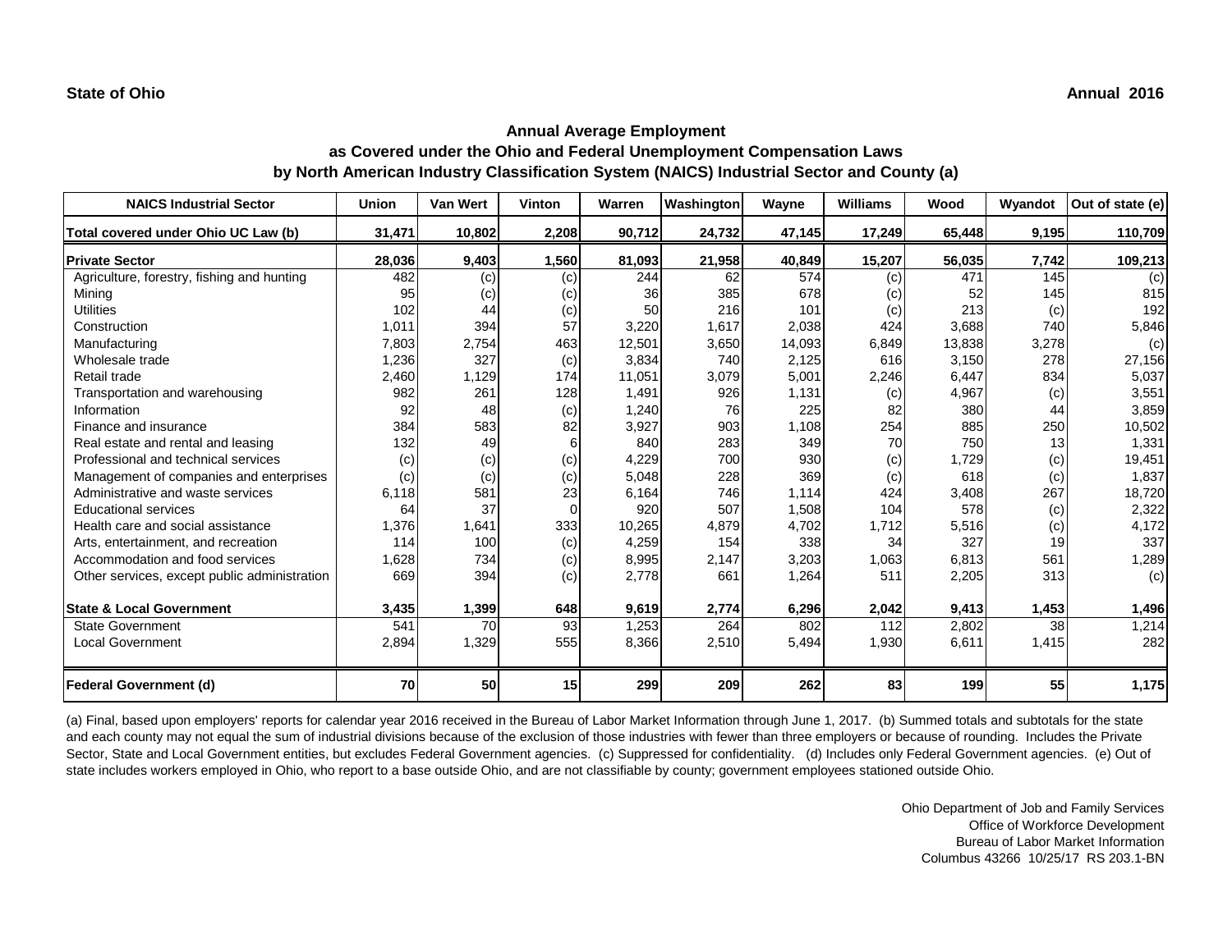**State of Ohio** **Annual 2016**

## Annual Average Employment
## as Covered under the Ohio and Federal Unemployment Compensation Laws
## by North American Industry Classification System (NAICS) Industrial Sector and County (a)

| NAICS Industrial Sector | Union | Van Wert | Vinton | Warren | Washington | Wayne | Williams | Wood | Wyandot | Out of state (e) |
|---|---|---|---|---|---|---|---|---|---|---|
| **Total covered under Ohio UC Law (b)** | **31,471** | **10,802** | **2,208** | **90,712** | **24,732** | **47,145** | **17,249** | **65,448** | **9,195** | **110,709** |
| **Private Sector** | **28,036** | **9,403** | **1,560** | **81,093** | **21,958** | **40,849** | **15,207** | **56,035** | **7,742** | **109,213** |
| Agriculture, forestry, fishing and hunting | 482 | (c) | (c) | 244 | 62 | 574 | (c) | 471 | 145 | (c) |
| Mining | 95 | (c) | (c) | 36 | 385 | 678 | (c) | 52 | 145 | 815 |
| Utilities | 102 | 44 | (c) | 50 | 216 | 101 | (c) | 213 | (c) | 192 |
| Construction | 1,011 | 394 | 57 | 3,220 | 1,617 | 2,038 | 424 | 3,688 | 740 | 5,846 |
| Manufacturing | 7,803 | 2,754 | 463 | 12,501 | 3,650 | 14,093 | 6,849 | 13,838 | 3,278 | (c) |
| Wholesale trade | 1,236 | 327 | (c) | 3,834 | 740 | 2,125 | 616 | 3,150 | 278 | 27,156 |
| Retail trade | 2,460 | 1,129 | 174 | 11,051 | 3,079 | 5,001 | 2,246 | 6,447 | 834 | 5,037 |
| Transportation and warehousing | 982 | 261 | 128 | 1,491 | 926 | 1,131 | (c) | 4,967 | (c) | 3,551 |
| Information | 92 | 48 | (c) | 1,240 | 76 | 225 | 82 | 380 | 44 | 3,859 |
| Finance and insurance | 384 | 583 | 82 | 3,927 | 903 | 1,108 | 254 | 885 | 250 | 10,502 |
| Real estate and rental and leasing | 132 | 49 | 6 | 840 | 283 | 349 | 70 | 750 | 13 | 1,331 |
| Professional and technical services | (c) | (c) | (c) | 4,229 | 700 | 930 | (c) | 1,729 | (c) | 19,451 |
| Management of companies and enterprises | (c) | (c) | (c) | 5,048 | 228 | 369 | (c) | 618 | (c) | 1,837 |
| Administrative and waste services | 6,118 | 581 | 23 | 6,164 | 746 | 1,114 | 424 | 3,408 | 267 | 18,720 |
| Educational services | 64 | 37 | 0 | 920 | 507 | 1,508 | 104 | 578 | (c) | 2,322 |
| Health care and social assistance | 1,376 | 1,641 | 333 | 10,265 | 4,879 | 4,702 | 1,712 | 5,516 | (c) | 4,172 |
| Arts, entertainment, and recreation | 114 | 100 | (c) | 4,259 | 154 | 338 | 34 | 327 | 19 | 337 |
| Accommodation and food services | 1,628 | 734 | (c) | 8,995 | 2,147 | 3,203 | 1,063 | 6,813 | 561 | 1,289 |
| Other services, except public administration | 669 | 394 | (c) | 2,778 | 661 | 1,264 | 511 | 2,205 | 313 | (c) |
| **State & Local Government** | **3,435** | **1,399** | **648** | **9,619** | **2,774** | **6,296** | **2,042** | **9,413** | **1,453** | **1,496** |
| State Government | 541 | 70 | 93 | 1,253 | 264 | 802 | 112 | 2,802 | 38 | 1,214 |
| Local Government | 2,894 | 1,329 | 555 | 8,366 | 2,510 | 5,494 | 1,930 | 6,611 | 1,415 | 282 |
| **Federal Government (d)** | **70** | **50** | **15** | **299** | **209** | **262** | **83** | **199** | **55** | **1,175** |

(a) Final, based upon employers' reports for calendar year 2016 received in the Bureau of Labor Market Information through June 1, 2017. (b) Summed totals and subtotals for the state and each county may not equal the sum of industrial divisions because of the exclusion of those industries with fewer than three employers or because of rounding. Includes the Private Sector, State and Local Government entities, but excludes Federal Government agencies. (c) Suppressed for confidentiality. (d) Includes only Federal Government agencies. (e) Out of state includes workers employed in Ohio, who report to a base outside Ohio, and are not classifiable by county; government employees stationed outside Ohio.

Ohio Department of Job and Family Services
Office of Workforce Development
Bureau of Labor Market Information
Columbus 43266 10/25/17 RS 203.1-BN